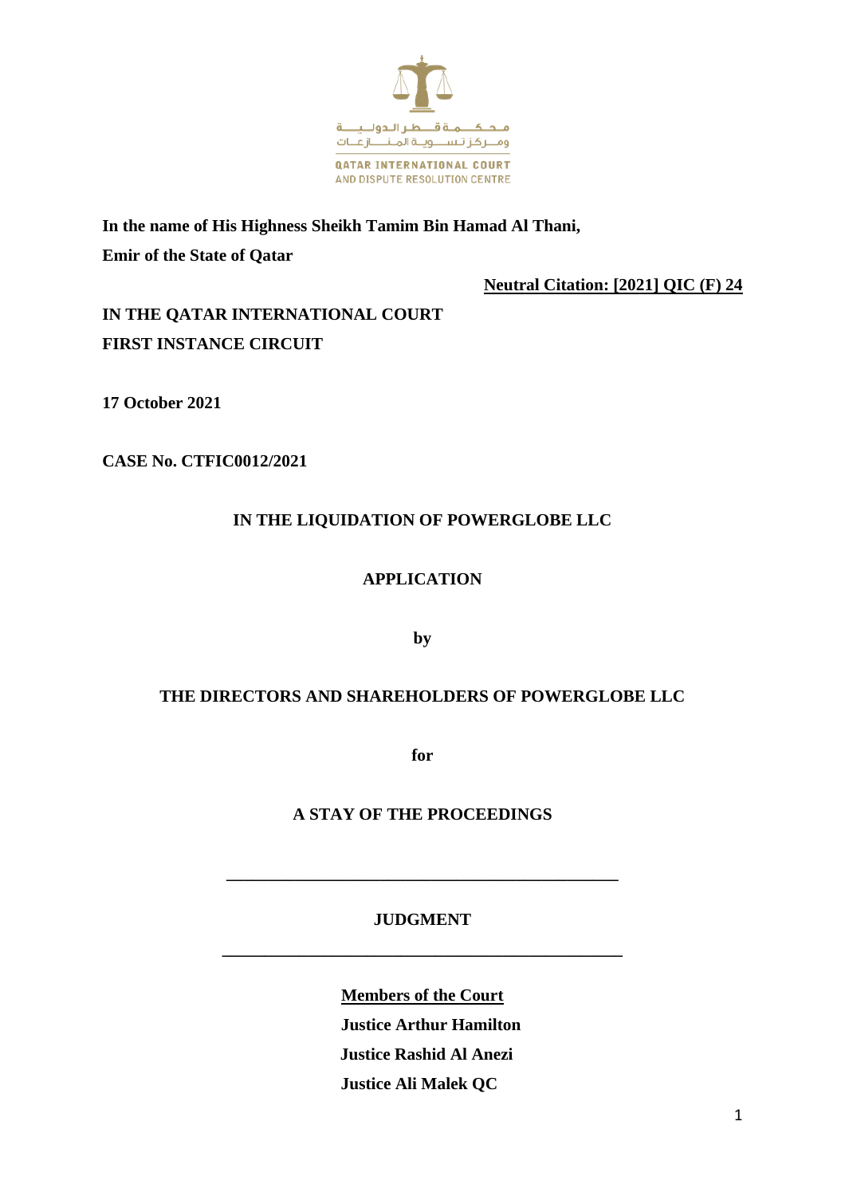محكمة قطر الدولية ومركز تسوية المنازعات

QATAR INTERNATIONAL COURT AND DISPUTE RESOLUTION CENTRE

**In the name of His Highness Sheikh Tamim Bin Hamad Al Thani,**
**Emir of the State of Qatar**

**Neutral Citation: [2021] QIC (F) 24**

**IN THE QATAR INTERNATIONAL COURT**
**FIRST INSTANCE CIRCUIT**

**17 October 2021**

**CASE No. CTFIC0012/2021**

**IN THE LIQUIDATION OF POWERGLOBE LLC**

**APPLICATION**

**by**

**THE DIRECTORS AND SHAREHOLDERS OF POWERGLOBE LLC**

**for**

**A STAY OF THE PROCEEDINGS**

---

**JUDGMENT**

---

**Members of the Court**

**Justice Arthur Hamilton**

**Justice Rashid Al Anezi**

**Justice Ali Malek QC**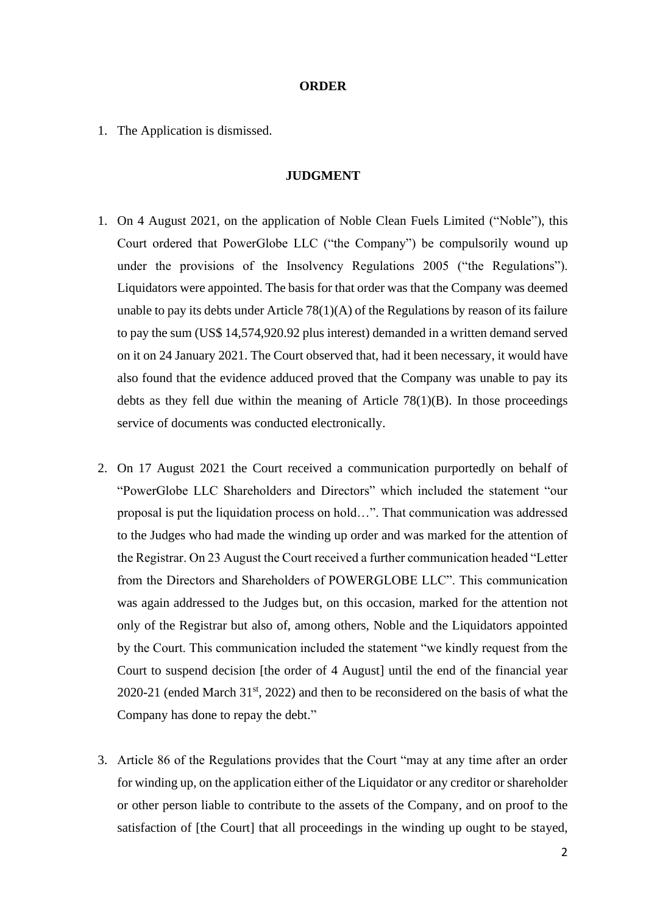**ORDER**

1. The Application is dismissed.

**JUDGMENT**

1. On 4 August 2021, on the application of Noble Clean Fuels Limited ("Noble"), this Court ordered that PowerGlobe LLC ("the Company") be compulsorily wound up under the provisions of the Insolvency Regulations 2005 ("the Regulations"). Liquidators were appointed. The basis for that order was that the Company was deemed unable to pay its debts under Article 78(1)(A) of the Regulations by reason of its failure to pay the sum (US$ 14,574,920.92 plus interest) demanded in a written demand served on it on 24 January 2021. The Court observed that, had it been necessary, it would have also found that the evidence adduced proved that the Company was unable to pay its debts as they fell due within the meaning of Article 78(1)(B). In those proceedings service of documents was conducted electronically.

2. On 17 August 2021 the Court received a communication purportedly on behalf of "PowerGlobe LLC Shareholders and Directors" which included the statement "our proposal is put the liquidation process on hold…". That communication was addressed to the Judges who had made the winding up order and was marked for the attention of the Registrar. On 23 August the Court received a further communication headed "Letter from the Directors and Shareholders of POWERGLOBE LLC". This communication was again addressed to the Judges but, on this occasion, marked for the attention not only of the Registrar but also of, among others, Noble and the Liquidators appointed by the Court. This communication included the statement "we kindly request from the Court to suspend decision [the order of 4 August] until the end of the financial year 2020-21 (ended March 31st, 2022) and then to be reconsidered on the basis of what the Company has done to repay the debt."

3. Article 86 of the Regulations provides that the Court "may at any time after an order for winding up, on the application either of the Liquidator or any creditor or shareholder or other person liable to contribute to the assets of the Company, and on proof to the satisfaction of [the Court] that all proceedings in the winding up ought to be stayed,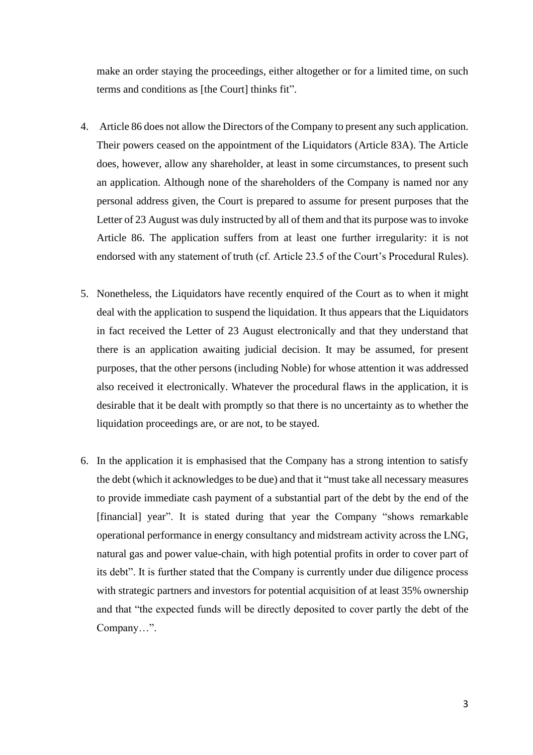make an order staying the proceedings, either altogether or for a limited time, on such terms and conditions as [the Court] thinks fit".

4. Article 86 does not allow the Directors of the Company to present any such application. Their powers ceased on the appointment of the Liquidators (Article 83A). The Article does, however, allow any shareholder, at least in some circumstances, to present such an application. Although none of the shareholders of the Company is named nor any personal address given, the Court is prepared to assume for present purposes that the Letter of 23 August was duly instructed by all of them and that its purpose was to invoke Article 86. The application suffers from at least one further irregularity: it is not endorsed with any statement of truth (cf. Article 23.5 of the Court's Procedural Rules).

5. Nonetheless, the Liquidators have recently enquired of the Court as to when it might deal with the application to suspend the liquidation. It thus appears that the Liquidators in fact received the Letter of 23 August electronically and that they understand that there is an application awaiting judicial decision. It may be assumed, for present purposes, that the other persons (including Noble) for whose attention it was addressed also received it electronically. Whatever the procedural flaws in the application, it is desirable that it be dealt with promptly so that there is no uncertainty as to whether the liquidation proceedings are, or are not, to be stayed.

6. In the application it is emphasised that the Company has a strong intention to satisfy the debt (which it acknowledges to be due) and that it "must take all necessary measures to provide immediate cash payment of a substantial part of the debt by the end of the [financial] year". It is stated during that year the Company "shows remarkable operational performance in energy consultancy and midstream activity across the LNG, natural gas and power value-chain, with high potential profits in order to cover part of its debt". It is further stated that the Company is currently under due diligence process with strategic partners and investors for potential acquisition of at least 35% ownership and that "the expected funds will be directly deposited to cover partly the debt of the Company…".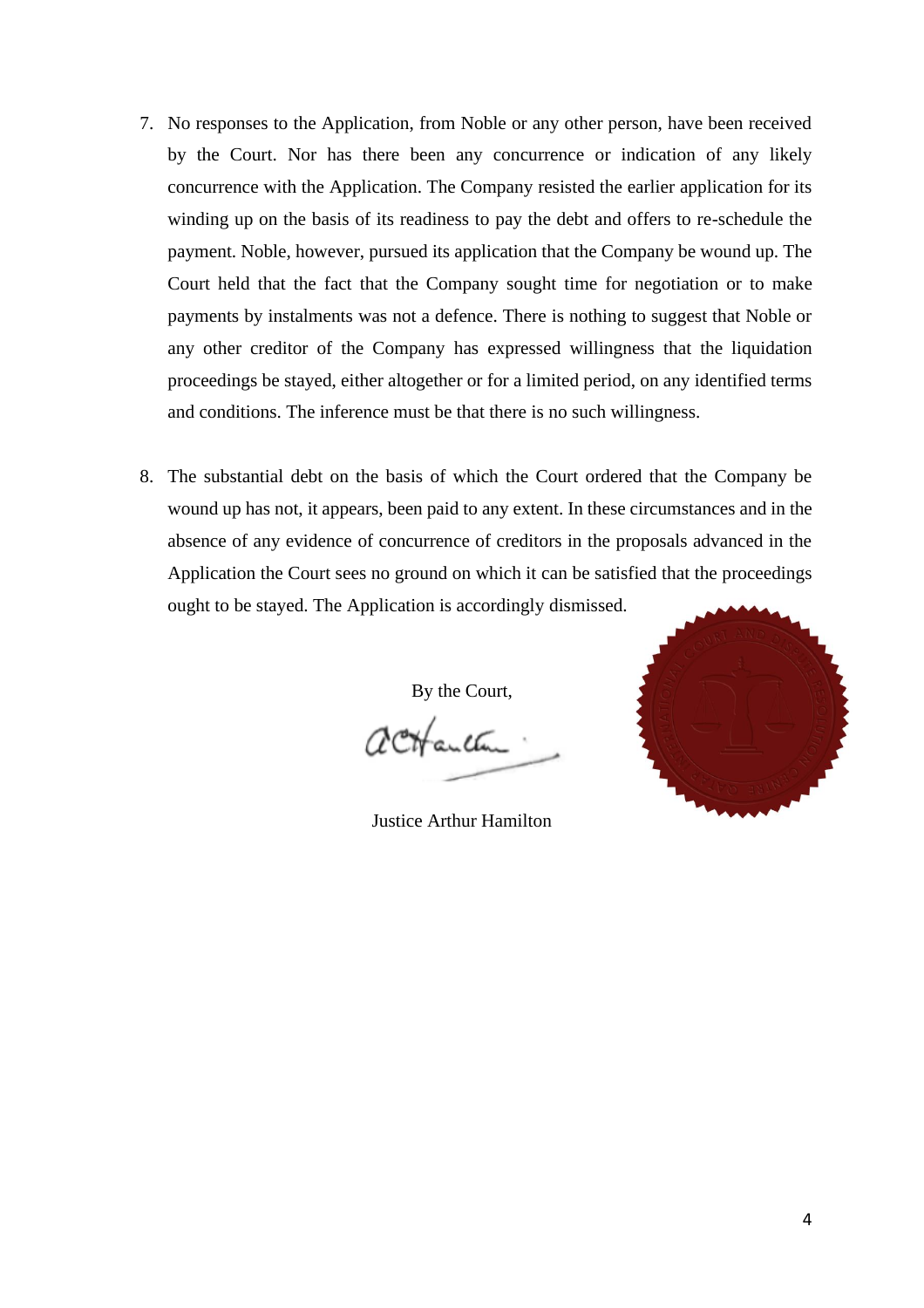7. No responses to the Application, from Noble or any other person, have been received by the Court. Nor has there been any concurrence or indication of any likely concurrence with the Application. The Company resisted the earlier application for its winding up on the basis of its readiness to pay the debt and offers to re-schedule the payment. Noble, however, pursued its application that the Company be wound up. The Court held that the fact that the Company sought time for negotiation or to make payments by instalments was not a defence. There is nothing to suggest that Noble or any other creditor of the Company has expressed willingness that the liquidation proceedings be stayed, either altogether or for a limited period, on any identified terms and conditions. The inference must be that there is no such willingness.

8. The substantial debt on the basis of which the Court ordered that the Company be wound up has not, it appears, been paid to any extent. In these circumstances and in the absence of any evidence of concurrence of creditors in the proposals advanced in the Application the Court sees no ground on which it can be satisfied that the proceedings ought to be stayed. The Application is accordingly dismissed.

By the Court,

Justice Arthur Hamilton